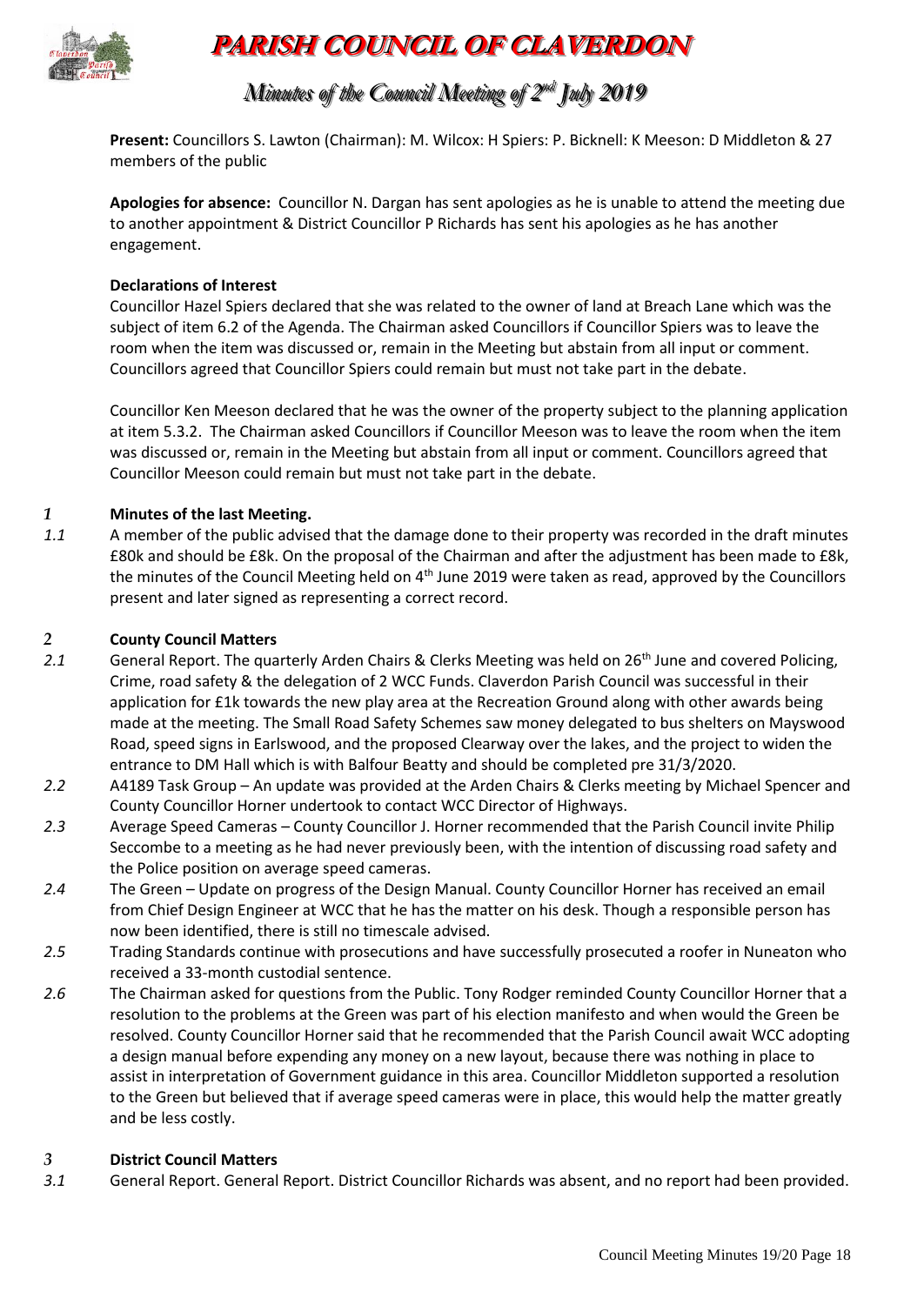# PARISH COUNCIL OF CLAVERDON

## Minutes of the Council Meeting of 2nd July 2019

**Present:** Councillors S. Lawton (Chairman): M. Wilcox: H Spiers: P. Bicknell: K Meeson: D Middleton & 27 members of the public

**Apologies for absence:** Councillor N. Dargan has sent apologies as he is unable to attend the meeting due to another appointment & District Councillor P Richards has sent his apologies as he has another engagement.

**Declarations of Interest**

Councillor Hazel Spiers declared that she was related to the owner of land at Breach Lane which was the subject of item 6.2 of the Agenda. The Chairman asked Councillors if Councillor Spiers was to leave the room when the item was discussed or, remain in the Meeting but abstain from all input or comment. Councillors agreed that Councillor Spiers could remain but must not take part in the debate.

Councillor Ken Meeson declared that he was the owner of the property subject to the planning application at item 5.3.2. The Chairman asked Councillors if Councillor Meeson was to leave the room when the item was discussed or, remain in the Meeting but abstain from all input or comment. Councillors agreed that Councillor Meeson could remain but must not take part in the debate.

### *1* Minutes of the last Meeting.

*1.1* A member of the public advised that the damage done to their property was recorded in the draft minutes £80k and should be £8k. On the proposal of the Chairman and after the adjustment has been made to £8k, the minutes of the Council Meeting held on 4th June 2019 were taken as read, approved by the Councillors present and later signed as representing a correct record.

### *2* County Council Matters

*2.1* General Report. The quarterly Arden Chairs & Clerks Meeting was held on 26th June and covered Policing, Crime, road safety & the delegation of 2 WCC Funds. Claverdon Parish Council was successful in their application for £1k towards the new play area at the Recreation Ground along with other awards being made at the meeting. The Small Road Safety Schemes saw money delegated to bus shelters on Mayswood Road, speed signs in Earlswood, and the proposed Clearway over the lakes, and the project to widen the entrance to DM Hall which is with Balfour Beatty and should be completed pre 31/3/2020.

*2.2* A4189 Task Group – An update was provided at the Arden Chairs & Clerks meeting by Michael Spencer and County Councillor Horner undertook to contact WCC Director of Highways.

*2.3* Average Speed Cameras – County Councillor J. Horner recommended that the Parish Council invite Philip Seccombe to a meeting as he had never previously been, with the intention of discussing road safety and the Police position on average speed cameras.

*2.4* The Green – Update on progress of the Design Manual. County Councillor Horner has received an email from Chief Design Engineer at WCC that he has the matter on his desk. Though a responsible person has now been identified, there is still no timescale advised.

*2.5* Trading Standards continue with prosecutions and have successfully prosecuted a roofer in Nuneaton who received a 33-month custodial sentence.

*2.6* The Chairman asked for questions from the Public. Tony Rodger reminded County Councillor Horner that a resolution to the problems at the Green was part of his election manifesto and when would the Green be resolved. County Councillor Horner said that he recommended that the Parish Council await WCC adopting a design manual before expending any money on a new layout, because there was nothing in place to assist in interpretation of Government guidance in this area. Councillor Middleton supported a resolution to the Green but believed that if average speed cameras were in place, this would help the matter greatly and be less costly.

### *3* District Council Matters

*3.1* General Report. General Report. District Councillor Richards was absent, and no report had been provided.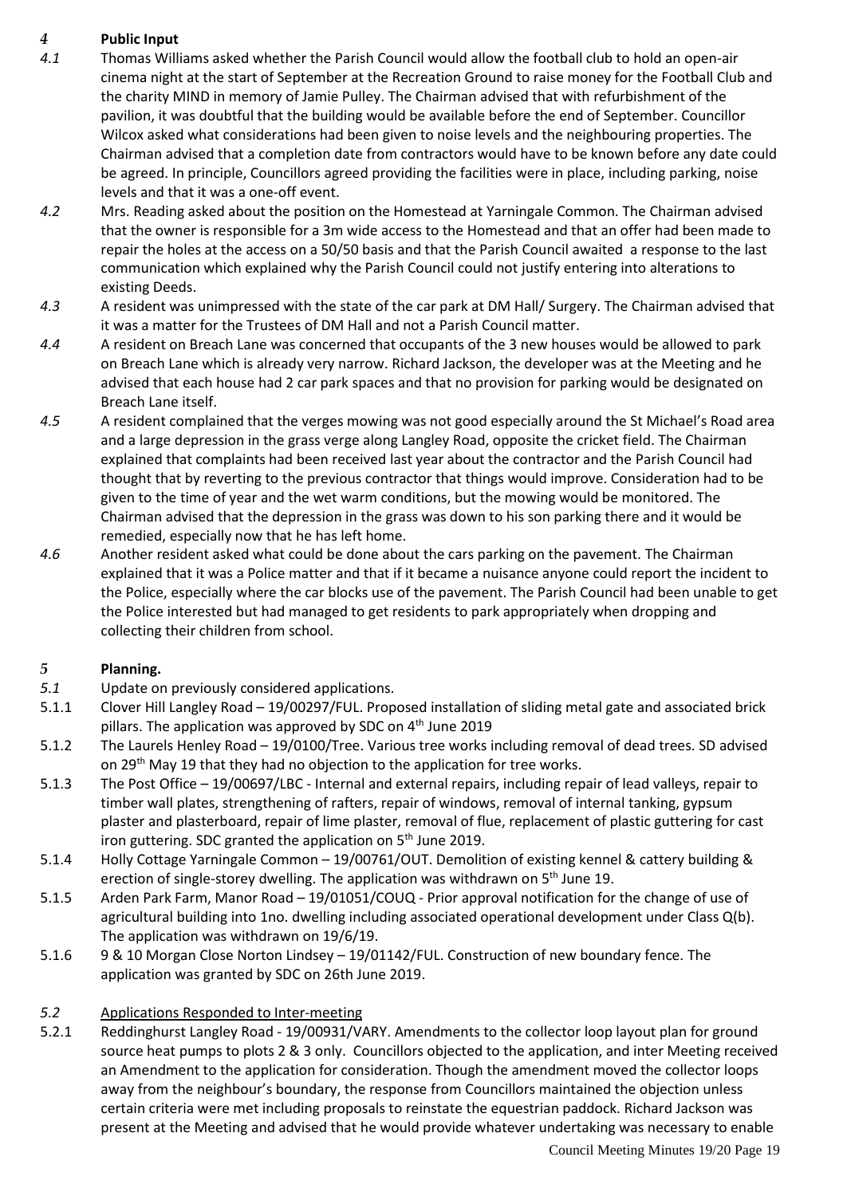## 4 Public Input

*4.1* Thomas Williams asked whether the Parish Council would allow the football club to hold an open-air cinema night at the start of September at the Recreation Ground to raise money for the Football Club and the charity MIND in memory of Jamie Pulley. The Chairman advised that with refurbishment of the pavilion, it was doubtful that the building would be available before the end of September. Councillor Wilcox asked what considerations had been given to noise levels and the neighbouring properties. The Chairman advised that a completion date from contractors would have to be known before any date could be agreed. In principle, Councillors agreed providing the facilities were in place, including parking, noise levels and that it was a one-off event.

*4.2* Mrs. Reading asked about the position on the Homestead at Yarningale Common. The Chairman advised that the owner is responsible for a 3m wide access to the Homestead and that an offer had been made to repair the holes at the access on a 50/50 basis and that the Parish Council awaited a response to the last communication which explained why the Parish Council could not justify entering into alterations to existing Deeds.

*4.3* A resident was unimpressed with the state of the car park at DM Hall/ Surgery. The Chairman advised that it was a matter for the Trustees of DM Hall and not a Parish Council matter.

*4.4* A resident on Breach Lane was concerned that occupants of the 3 new houses would be allowed to park on Breach Lane which is already very narrow. Richard Jackson, the developer was at the Meeting and he advised that each house had 2 car park spaces and that no provision for parking would be designated on Breach Lane itself.

*4.5* A resident complained that the verges mowing was not good especially around the St Michael's Road area and a large depression in the grass verge along Langley Road, opposite the cricket field. The Chairman explained that complaints had been received last year about the contractor and the Parish Council had thought that by reverting to the previous contractor that things would improve. Consideration had to be given to the time of year and the wet warm conditions, but the mowing would be monitored. The Chairman advised that the depression in the grass was down to his son parking there and it would be remedied, especially now that he has left home.

*4.6* Another resident asked what could be done about the cars parking on the pavement. The Chairman explained that it was a Police matter and that if it became a nuisance anyone could report the incident to the Police, especially where the car blocks use of the pavement. The Parish Council had been unable to get the Police interested but had managed to get residents to park appropriately when dropping and collecting their children from school.

## 5 Planning.

*5.1* Update on previously considered applications.

5.1.1 Clover Hill Langley Road – 19/00297/FUL. Proposed installation of sliding metal gate and associated brick pillars. The application was approved by SDC on 4th June 2019

5.1.2 The Laurels Henley Road – 19/0100/Tree. Various tree works including removal of dead trees. SD advised on 29th May 19 that they had no objection to the application for tree works.

5.1.3 The Post Office – 19/00697/LBC - Internal and external repairs, including repair of lead valleys, repair to timber wall plates, strengthening of rafters, repair of windows, removal of internal tanking, gypsum plaster and plasterboard, repair of lime plaster, removal of flue, replacement of plastic guttering for cast iron guttering. SDC granted the application on 5th June 2019.

5.1.4 Holly Cottage Yarningale Common – 19/00761/OUT. Demolition of existing kennel & cattery building & erection of single-storey dwelling. The application was withdrawn on 5th June 19.

5.1.5 Arden Park Farm, Manor Road – 19/01051/COUQ - Prior approval notification for the change of use of agricultural building into 1no. dwelling including associated operational development under Class Q(b). The application was withdrawn on 19/6/19.

5.1.6 9 & 10 Morgan Close Norton Lindsey – 19/01142/FUL. Construction of new boundary fence. The application was granted by SDC on 26th June 2019.

*5.2* Applications Responded to Inter-meeting

5.2.1 Reddinghurst Langley Road - 19/00931/VARY. Amendments to the collector loop layout plan for ground source heat pumps to plots 2 & 3 only. Councillors objected to the application, and inter Meeting received an Amendment to the application for consideration. Though the amendment moved the collector loops away from the neighbour's boundary, the response from Councillors maintained the objection unless certain criteria were met including proposals to reinstate the equestrian paddock. Richard Jackson was present at the Meeting and advised that he would provide whatever undertaking was necessary to enable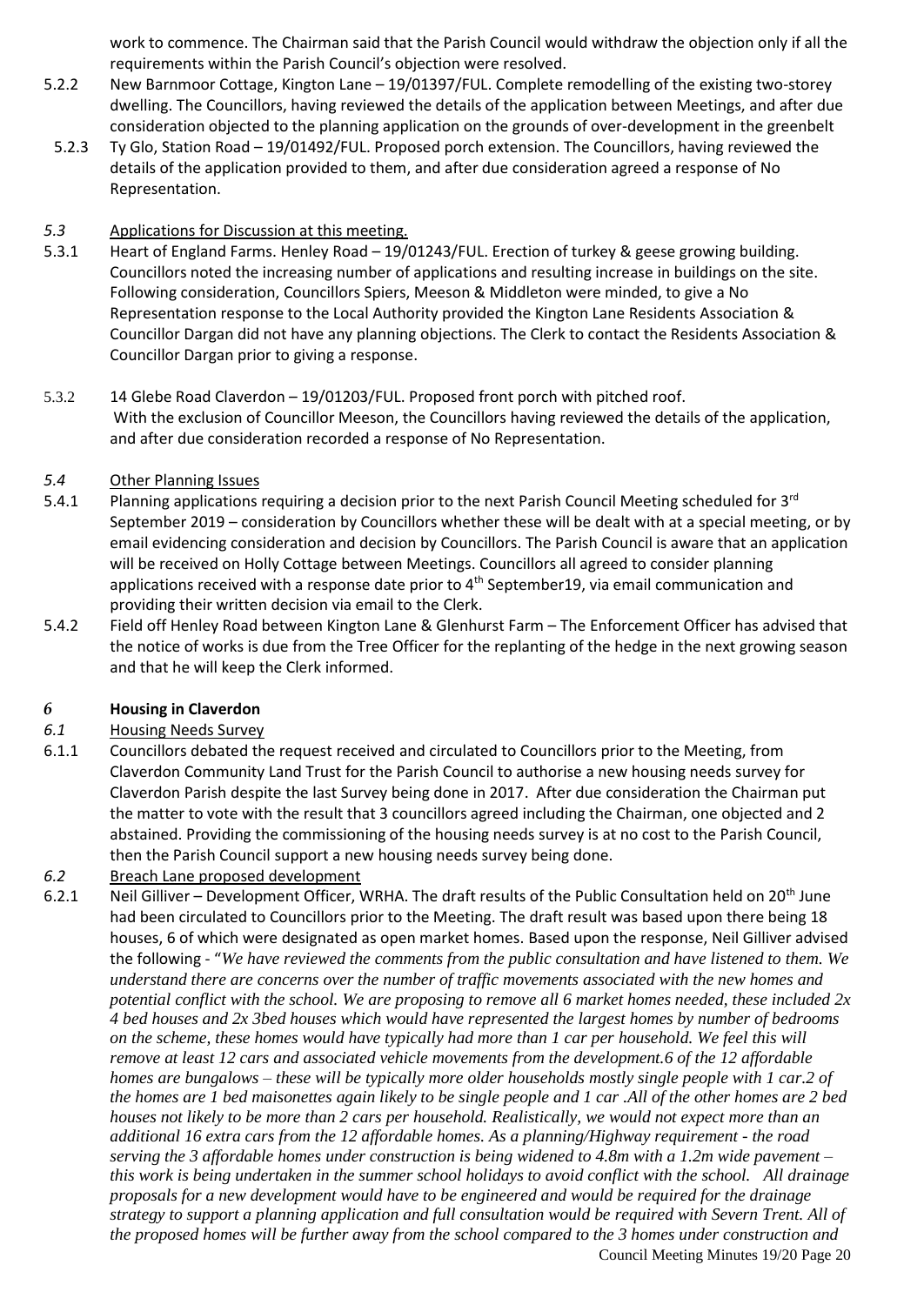work to commence. The Chairman said that the Parish Council would withdraw the objection only if all the requirements within the Parish Council's objection were resolved.

5.2.2 New Barnmoor Cottage, Kington Lane – 19/01397/FUL. Complete remodelling of the existing two-storey dwelling. The Councillors, having reviewed the details of the application between Meetings, and after due consideration objected to the planning application on the grounds of over-development in the greenbelt

5.2.3 Ty Glo, Station Road – 19/01492/FUL. Proposed porch extension. The Councillors, having reviewed the details of the application provided to them, and after due consideration agreed a response of No Representation.

*5.3* Applications for Discussion at this meeting.

5.3.1 Heart of England Farms. Henley Road – 19/01243/FUL. Erection of turkey & geese growing building. Councillors noted the increasing number of applications and resulting increase in buildings on the site. Following consideration, Councillors Spiers, Meeson & Middleton were minded, to give a No Representation response to the Local Authority provided the Kington Lane Residents Association & Councillor Dargan did not have any planning objections. The Clerk to contact the Residents Association & Councillor Dargan prior to giving a response.

5.3.2 14 Glebe Road Claverdon – 19/01203/FUL. Proposed front porch with pitched roof. With the exclusion of Councillor Meeson, the Councillors having reviewed the details of the application, and after due consideration recorded a response of No Representation.

*5.4* Other Planning Issues

5.4.1 Planning applications requiring a decision prior to the next Parish Council Meeting scheduled for 3rd September 2019 – consideration by Councillors whether these will be dealt with at a special meeting, or by email evidencing consideration and decision by Councillors. The Parish Council is aware that an application will be received on Holly Cottage between Meetings. Councillors all agreed to consider planning applications received with a response date prior to 4th September19, via email communication and providing their written decision via email to the Clerk.

5.4.2 Field off Henley Road between Kington Lane & Glenhurst Farm – The Enforcement Officer has advised that the notice of works is due from the Tree Officer for the replanting of the hedge in the next growing season and that he will keep the Clerk informed.

## *6* Housing in Claverdon

*6.1* Housing Needs Survey

6.1.1 Councillors debated the request received and circulated to Councillors prior to the Meeting, from Claverdon Community Land Trust for the Parish Council to authorise a new housing needs survey for Claverdon Parish despite the last Survey being done in 2017. After due consideration the Chairman put the matter to vote with the result that 3 councillors agreed including the Chairman, one objected and 2 abstained. Providing the commissioning of the housing needs survey is at no cost to the Parish Council, then the Parish Council support a new housing needs survey being done.

*6.2* Breach Lane proposed development

6.2.1 Neil Gilliver – Development Officer, WRHA. The draft results of the Public Consultation held on 20th June had been circulated to Councillors prior to the Meeting. The draft result was based upon there being 18 houses, 6 of which were designated as open market homes. Based upon the response, Neil Gilliver advised the following - "*We have reviewed the comments from the public consultation and have listened to them. We understand there are concerns over the number of traffic movements associated with the new homes and potential conflict with the school. We are proposing to remove all 6 market homes needed, these included 2x 4 bed houses and 2x 3bed houses which would have represented the largest homes by number of bedrooms on the scheme, these homes would have typically had more than 1 car per household. We feel this will remove at least 12 cars and associated vehicle movements from the development.6 of the 12 affordable homes are bungalows – these will be typically more older households mostly single people with 1 car.2 of the homes are 1 bed maisonettes again likely to be single people and 1 car .All of the other homes are 2 bed houses not likely to be more than 2 cars per household. Realistically, we would not expect more than an additional 16 extra cars from the 12 affordable homes. As a planning/Highway requirement - the road serving the 3 affordable homes under construction is being widened to 4.8m with a 1.2m wide pavement – this work is being undertaken in the summer school holidays to avoid conflict with the school. All drainage proposals for a new development would have to be engineered and would be required for the drainage strategy to support a planning application and full consultation would be required with Severn Trent. All of the proposed homes will be further away from the school compared to the 3 homes under construction and*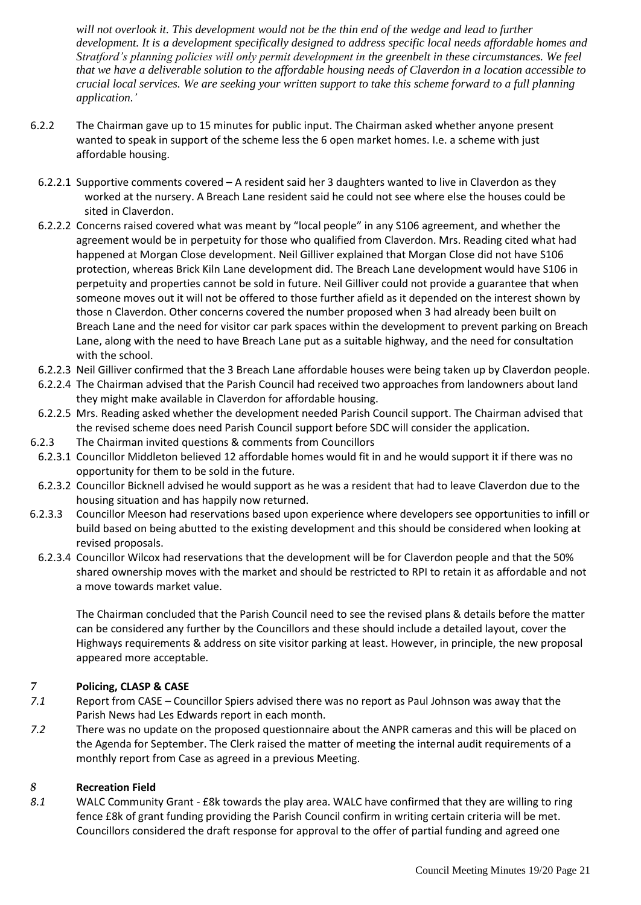*will not overlook it. This development would not be the thin end of the wedge and lead to further development. It is a development specifically designed to address specific local needs affordable homes and Stratford's planning policies will only permit development in the greenbelt in these circumstances. We feel that we have a deliverable solution to the affordable housing needs of Claverdon in a location accessible to crucial local services. We are seeking your written support to take this scheme forward to a full planning application.'*

6.2.2 The Chairman gave up to 15 minutes for public input. The Chairman asked whether anyone present wanted to speak in support of the scheme less the 6 open market homes. I.e. a scheme with just affordable housing.

6.2.2.1 Supportive comments covered – A resident said her 3 daughters wanted to live in Claverdon as they worked at the nursery. A Breach Lane resident said he could not see where else the houses could be sited in Claverdon.

6.2.2.2 Concerns raised covered what was meant by "local people" in any S106 agreement, and whether the agreement would be in perpetuity for those who qualified from Claverdon. Mrs. Reading cited what had happened at Morgan Close development. Neil Gilliver explained that Morgan Close did not have S106 protection, whereas Brick Kiln Lane development did. The Breach Lane development would have S106 in perpetuity and properties cannot be sold in future. Neil Gilliver could not provide a guarantee that when someone moves out it will not be offered to those further afield as it depended on the interest shown by those n Claverdon. Other concerns covered the number proposed when 3 had already been built on Breach Lane and the need for visitor car park spaces within the development to prevent parking on Breach Lane, along with the need to have Breach Lane put as a suitable highway, and the need for consultation with the school.

6.2.2.3 Neil Gilliver confirmed that the 3 Breach Lane affordable houses were being taken up by Claverdon people.

6.2.2.4 The Chairman advised that the Parish Council had received two approaches from landowners about land they might make available in Claverdon for affordable housing.

6.2.2.5 Mrs. Reading asked whether the development needed Parish Council support. The Chairman advised that the revised scheme does need Parish Council support before SDC will consider the application.

6.2.3 The Chairman invited questions & comments from Councillors

6.2.3.1 Councillor Middleton believed 12 affordable homes would fit in and he would support it if there was no opportunity for them to be sold in the future.

6.2.3.2 Councillor Bicknell advised he would support as he was a resident that had to leave Claverdon due to the housing situation and has happily now returned.

6.2.3.3 Councillor Meeson had reservations based upon experience where developers see opportunities to infill or build based on being abutted to the existing development and this should be considered when looking at revised proposals.

6.2.3.4 Councillor Wilcox had reservations that the development will be for Claverdon people and that the 50% shared ownership moves with the market and should be restricted to RPI to retain it as affordable and not a move towards market value.

The Chairman concluded that the Parish Council need to see the revised plans & details before the matter can be considered any further by the Councillors and these should include a detailed layout, cover the Highways requirements & address on site visitor parking at least. However, in principle, the new proposal appeared more acceptable.

## 7 Policing, CLASP & CASE

*7.1* Report from CASE – Councillor Spiers advised there was no report as Paul Johnson was away that the Parish News had Les Edwards report in each month.

*7.2* There was no update on the proposed questionnaire about the ANPR cameras and this will be placed on the Agenda for September. The Clerk raised the matter of meeting the internal audit requirements of a monthly report from Case as agreed in a previous Meeting.

## 8 Recreation Field

*8.1* WALC Community Grant - £8k towards the play area. WALC have confirmed that they are willing to ring fence £8k of grant funding providing the Parish Council confirm in writing certain criteria will be met. Councillors considered the draft response for approval to the offer of partial funding and agreed one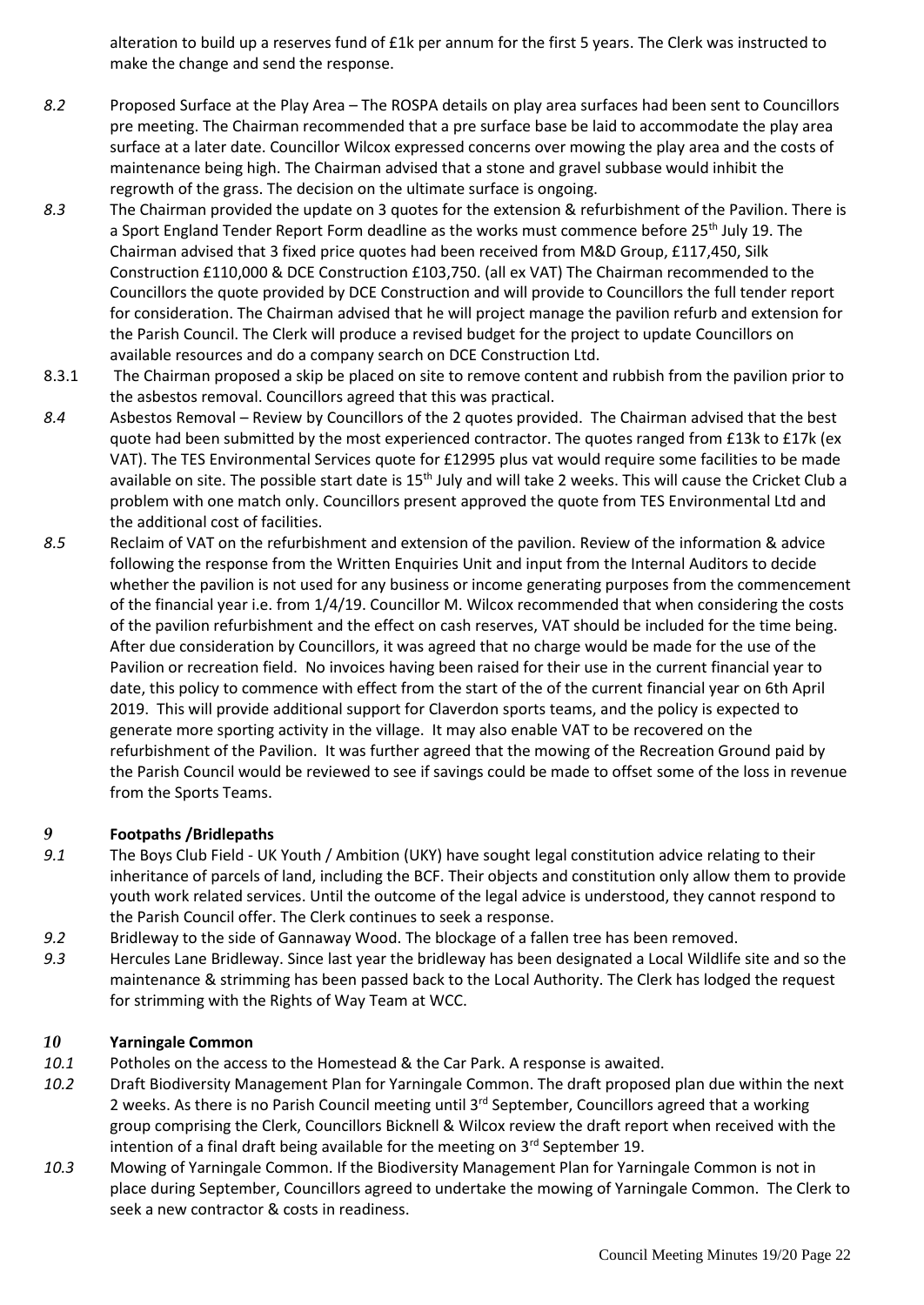alteration to build up a reserves fund of £1k per annum for the first 5 years. The Clerk was instructed to make the change and send the response.

*8.2* Proposed Surface at the Play Area – The ROSPA details on play area surfaces had been sent to Councillors pre meeting. The Chairman recommended that a pre surface base be laid to accommodate the play area surface at a later date. Councillor Wilcox expressed concerns over mowing the play area and the costs of maintenance being high. The Chairman advised that a stone and gravel subbase would inhibit the regrowth of the grass. The decision on the ultimate surface is ongoing.

*8.3* The Chairman provided the update on 3 quotes for the extension & refurbishment of the Pavilion. There is a Sport England Tender Report Form deadline as the works must commence before 25th July 19. The Chairman advised that 3 fixed price quotes had been received from M&D Group, £117,450, Silk Construction £110,000 & DCE Construction £103,750. (all ex VAT) The Chairman recommended to the Councillors the quote provided by DCE Construction and will provide to Councillors the full tender report for consideration. The Chairman advised that he will project manage the pavilion refurb and extension for the Parish Council. The Clerk will produce a revised budget for the project to update Councillors on available resources and do a company search on DCE Construction Ltd.

8.3.1 The Chairman proposed a skip be placed on site to remove content and rubbish from the pavilion prior to the asbestos removal. Councillors agreed that this was practical.

*8.4* Asbestos Removal – Review by Councillors of the 2 quotes provided. The Chairman advised that the best quote had been submitted by the most experienced contractor. The quotes ranged from £13k to £17k (ex VAT). The TES Environmental Services quote for £12995 plus vat would require some facilities to be made available on site. The possible start date is 15th July and will take 2 weeks. This will cause the Cricket Club a problem with one match only. Councillors present approved the quote from TES Environmental Ltd and the additional cost of facilities.

*8.5* Reclaim of VAT on the refurbishment and extension of the pavilion. Review of the information & advice following the response from the Written Enquiries Unit and input from the Internal Auditors to decide whether the pavilion is not used for any business or income generating purposes from the commencement of the financial year i.e. from 1/4/19. Councillor M. Wilcox recommended that when considering the costs of the pavilion refurbishment and the effect on cash reserves, VAT should be included for the time being. After due consideration by Councillors, it was agreed that no charge would be made for the use of the Pavilion or recreation field. No invoices having been raised for their use in the current financial year to date, this policy to commence with effect from the start of the of the current financial year on 6th April 2019. This will provide additional support for Claverdon sports teams, and the policy is expected to generate more sporting activity in the village. It may also enable VAT to be recovered on the refurbishment of the Pavilion. It was further agreed that the mowing of the Recreation Ground paid by the Parish Council would be reviewed to see if savings could be made to offset some of the loss in revenue from the Sports Teams.

## *9* Footpaths /Bridlepaths

*9.1* The Boys Club Field - UK Youth / Ambition (UKY) have sought legal constitution advice relating to their inheritance of parcels of land, including the BCF. Their objects and constitution only allow them to provide youth work related services. Until the outcome of the legal advice is understood, they cannot respond to the Parish Council offer. The Clerk continues to seek a response.

*9.2* Bridleway to the side of Gannaway Wood. The blockage of a fallen tree has been removed.

*9.3* Hercules Lane Bridleway. Since last year the bridleway has been designated a Local Wildlife site and so the maintenance & strimming has been passed back to the Local Authority. The Clerk has lodged the request for strimming with the Rights of Way Team at WCC.

## *10* Yarningale Common

*10.1* Potholes on the access to the Homestead & the Car Park. A response is awaited.

*10.2* Draft Biodiversity Management Plan for Yarningale Common. The draft proposed plan due within the next 2 weeks. As there is no Parish Council meeting until 3rd September, Councillors agreed that a working group comprising the Clerk, Councillors Bicknell & Wilcox review the draft report when received with the intention of a final draft being available for the meeting on 3rd September 19.

*10.3* Mowing of Yarningale Common. If the Biodiversity Management Plan for Yarningale Common is not in place during September, Councillors agreed to undertake the mowing of Yarningale Common. The Clerk to seek a new contractor & costs in readiness.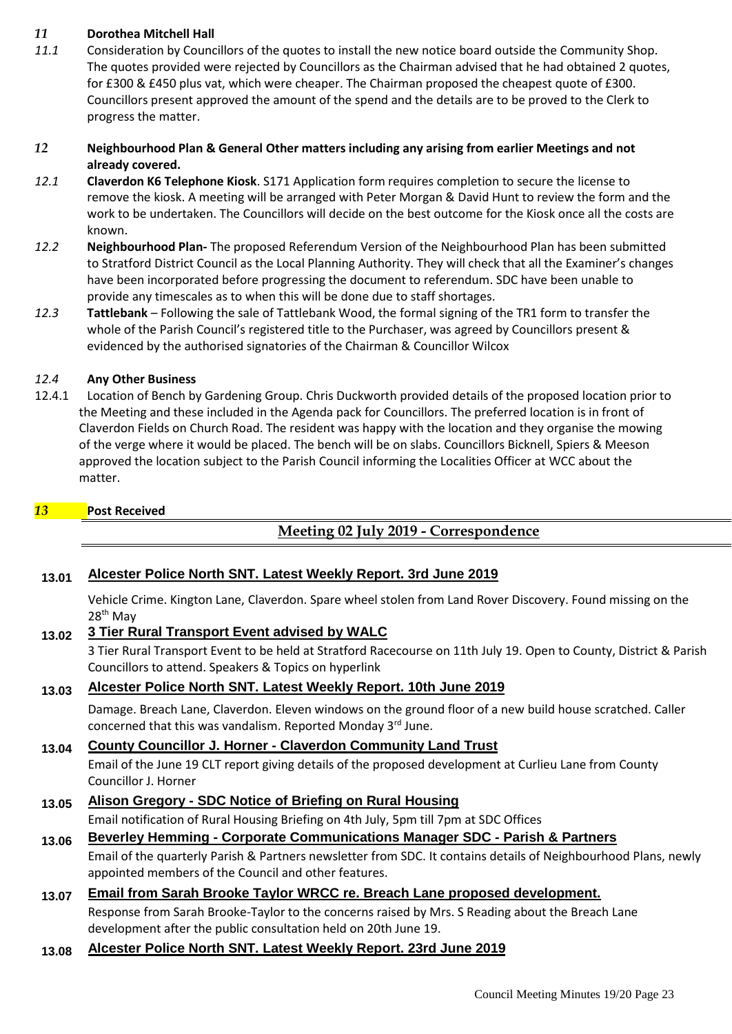*11* **Dorothea Mitchell Hall**

*11.1* Consideration by Councillors of the quotes to install the new notice board outside the Community Shop. The quotes provided were rejected by Councillors as the Chairman advised that he had obtained 2 quotes, for £300 & £450 plus vat, which were cheaper. The Chairman proposed the cheapest quote of £300. Councillors present approved the amount of the spend and the details are to be proved to the Clerk to progress the matter.

*12* **Neighbourhood Plan & General Other matters including any arising from earlier Meetings and not already covered.**

*12.1* **Claverdon K6 Telephone Kiosk**. S171 Application form requires completion to secure the license to remove the kiosk. A meeting will be arranged with Peter Morgan & David Hunt to review the form and the work to be undertaken. The Councillors will decide on the best outcome for the Kiosk once all the costs are known.

*12.2* **Neighbourhood Plan-** The proposed Referendum Version of the Neighbourhood Plan has been submitted to Stratford District Council as the Local Planning Authority. They will check that all the Examiner's changes have been incorporated before progressing the document to referendum. SDC have been unable to provide any timescales as to when this will be done due to staff shortages.

*12.3* **Tattlebank** – Following the sale of Tattlebank Wood, the formal signing of the TR1 form to transfer the whole of the Parish Council's registered title to the Purchaser, was agreed by Councillors present & evidenced by the authorised signatories of the Chairman & Councillor Wilcox

*12.4* **Any Other Business**

12.4.1 Location of Bench by Gardening Group. Chris Duckworth provided details of the proposed location prior to the Meeting and these included in the Agenda pack for Councillors. The preferred location is in front of Claverdon Fields on Church Road. The resident was happy with the location and they organise the mowing of the verge where it would be placed. The bench will be on slabs. Councillors Bicknell, Spiers & Meeson approved the location subject to the Parish Council informing the Localities Officer at WCC about the matter.

*13* **Post Received**

## Meeting 02 July 2019 - Correspondence

**13.01** **Alcester Police North SNT. Latest Weekly Report. 3rd June 2019**

Vehicle Crime. Kington Lane, Claverdon. Spare wheel stolen from Land Rover Discovery. Found missing on the 28th May

**13.02** **3 Tier Rural Transport Event advised by WALC**

3 Tier Rural Transport Event to be held at Stratford Racecourse on 11th July 19. Open to County, District & Parish Councillors to attend. Speakers & Topics on hyperlink

**13.03** **Alcester Police North SNT. Latest Weekly Report. 10th June 2019**

Damage. Breach Lane, Claverdon. Eleven windows on the ground floor of a new build house scratched. Caller concerned that this was vandalism. Reported Monday 3rd June.

**13.04** **County Councillor J. Horner - Claverdon Community Land Trust**

Email of the June 19 CLT report giving details of the proposed development at Curlieu Lane from County Councillor J. Horner

**13.05** **Alison Gregory - SDC Notice of Briefing on Rural Housing**

Email notification of Rural Housing Briefing on 4th July, 5pm till 7pm at SDC Offices

**13.06** **Beverley Hemming - Corporate Communications Manager SDC - Parish & Partners**

Email of the quarterly Parish & Partners newsletter from SDC. It contains details of Neighbourhood Plans, newly appointed members of the Council and other features.

**13.07** **Email from Sarah Brooke Taylor WRCC re. Breach Lane proposed development.**

Response from Sarah Brooke-Taylor to the concerns raised by Mrs. S Reading about the Breach Lane development after the public consultation held on 20th June 19.

**13.08** **Alcester Police North SNT. Latest Weekly Report. 23rd June 2019**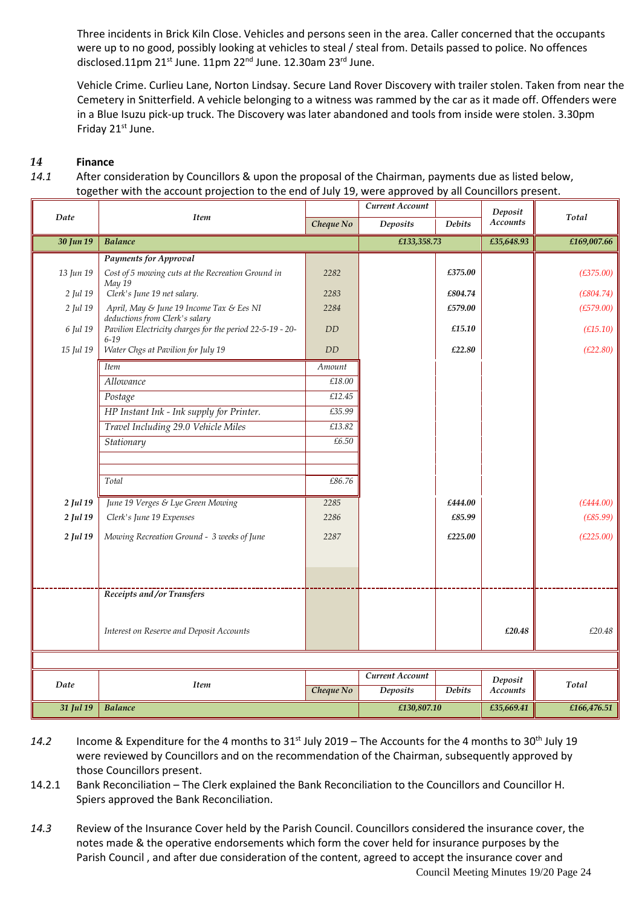Three incidents in Brick Kiln Close. Vehicles and persons seen in the area. Caller concerned that the occupants were up to no good, possibly looking at vehicles to steal / steal from. Details passed to police. No offences disclosed.11pm 21st June. 11pm 22nd June. 12.30am 23rd June.

Vehicle Crime. Curlieu Lane, Norton Lindsay. Secure Land Rover Discovery with trailer stolen. Taken from near the Cemetery in Snitterfield. A vehicle belonging to a witness was rammed by the car as it made off. Offenders were in a Blue Isuzu pick-up truck. The Discovery was later abandoned and tools from inside were stolen. 3.30pm Friday 21st June.

## 14 Finance

*14.1* After consideration by Councillors & upon the proposal of the Chairman, payments due as listed below, together with the account projection to the end of July 19, were approved by all Councillors present.

| *Date* | *Item* | *Cheque No* | *Current Account Deposits* | *Current Account Debits* | *Deposit Accounts* | *Total* |
|---|---|---|---|---|---|---|
| ***30 Jun 19*** | ***Balance*** | | ***£133,358.73*** | | ***£35,648.93*** | ***£169,007.66*** |
| | ***Payments for Approval*** | | | | | |
| *13 Jun 19* | *Cost of 5 mowing cuts at the Recreation Ground in May 19* | *2282* | | ***£375.00*** | | *(£375.00)* |
| *2 Jul 19* | *Clerk's June 19 net salary.* | *2283* | | ***£804.74*** | | *(£804.74)* |
| *2 Jul 19* | *April, May & June 19 Income Tax & Ees NI deductions from Clerk's salary* | *2284* | | ***£579.00*** | | *(£579.00)* |
| *6 Jul 19* | *Pavilion Electricity charges for the period 22-5-19 - 20-6-19* | *DD* | | ***£15.10*** | | *(£15.10)* |
| *15 Jul 19* | *Water Chgs at Pavilion for July 19* | *DD* | | ***£22.80*** | | *(£22.80)* |
| | *Item* | *Amount* | | | | |
| | *Allowance* | *£18.00* | | | | |
| | *Postage* | *£12.45* | | | | |
| | *HP Instant Ink - Ink supply for Printer.* | *£35.99* | | | | |
| | *Travel Including 29.0 Vehicle Miles* | *£13.82* | | | | |
| | *Stationary* | *£6.50* | | | | |
| | *Total* | *£86.76* | | | | |
| ***2 Jul 19*** | *June 19 Verges & Lye Green Mowing* | *2285* | | ***£444.00*** | | *(£444.00)* |
| ***2 Jul 19*** | *Clerk's June 19 Expenses* | *2286* | | ***£85.99*** | | *(£85.99)* |
| ***2 Jul 19*** | *Mowing Recreation Ground - 3 weeks of June* | *2287* | | ***£225.00*** | | *(£225.00)* |
| | ***Receipts and/or Transfers*** | | | | | |
| | *Interest on Reserve and Deposit Accounts* | | | | ***£20.48*** | *£20.48* |
| *Date* | *Item* | *Cheque No* | *Current Account Deposits* | *Current Account Debits* | *Deposit Accounts* | *Total* |
| ***31 Jul 19*** | ***Balance*** | | ***£130,807.10*** | | ***£35,669.41*** | ***£166,476.51*** |

*14.2* Income & Expenditure for the 4 months to 31st July 2019 – The Accounts for the 4 months to 30th July 19 were reviewed by Councillors and on the recommendation of the Chairman, subsequently approved by those Councillors present.

14.2.1 Bank Reconciliation – The Clerk explained the Bank Reconciliation to the Councillors and Councillor H. Spiers approved the Bank Reconciliation.

*14.3* Review of the Insurance Cover held by the Parish Council. Councillors considered the insurance cover, the notes made & the operative endorsements which form the cover held for insurance purposes by the Parish Council , and after due consideration of the content, agreed to accept the insurance cover and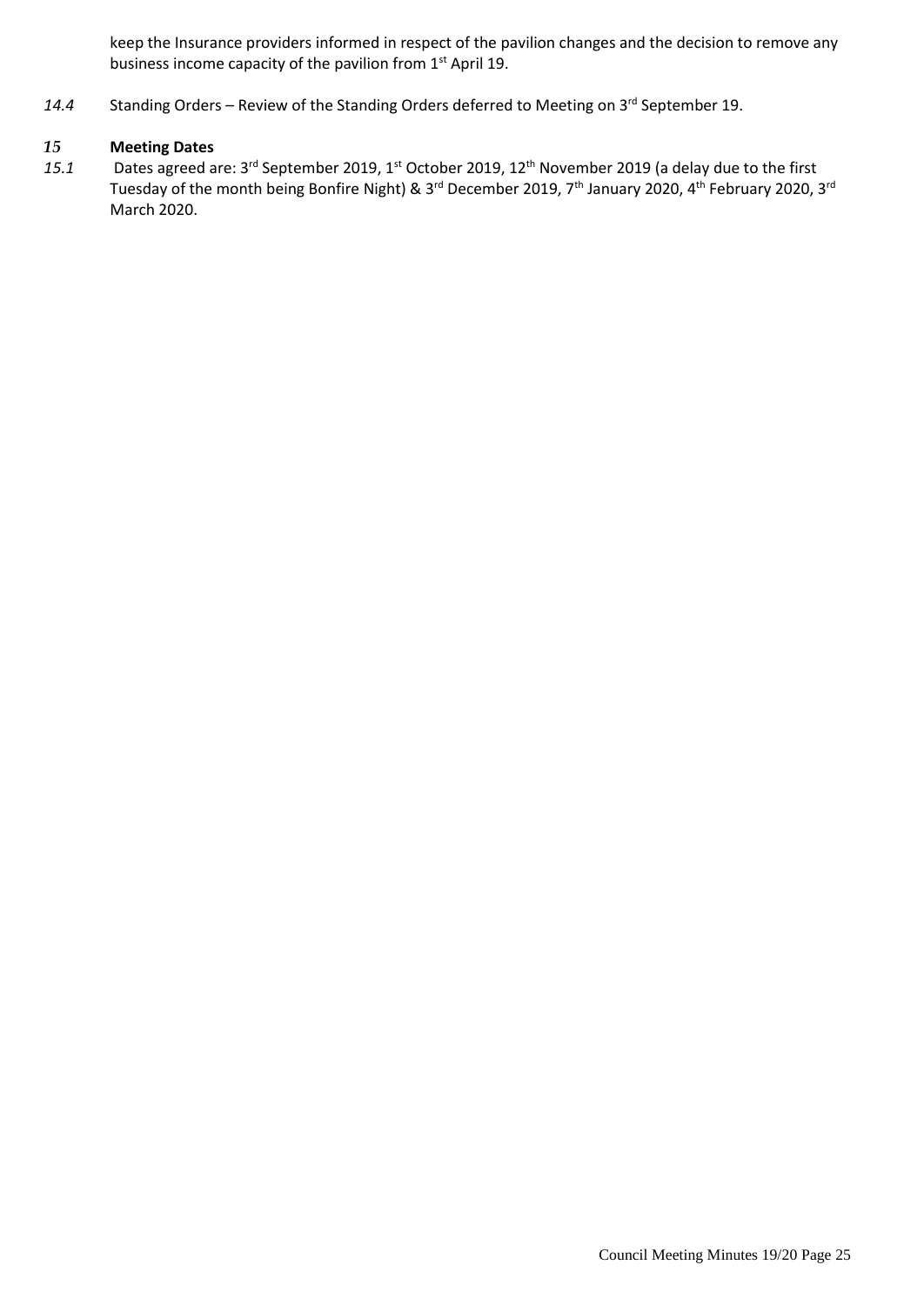keep the Insurance providers informed in respect of the pavilion changes and the decision to remove any business income capacity of the pavilion from 1st April 19.

*14.4* Standing Orders – Review of the Standing Orders deferred to Meeting on 3rd September 19.

## *15* Meeting Dates

*15.1* Dates agreed are: 3rd September 2019, 1st October 2019, 12th November 2019 (a delay due to the first Tuesday of the month being Bonfire Night) & 3rd December 2019, 7th January 2020, 4th February 2020, 3rd March 2020.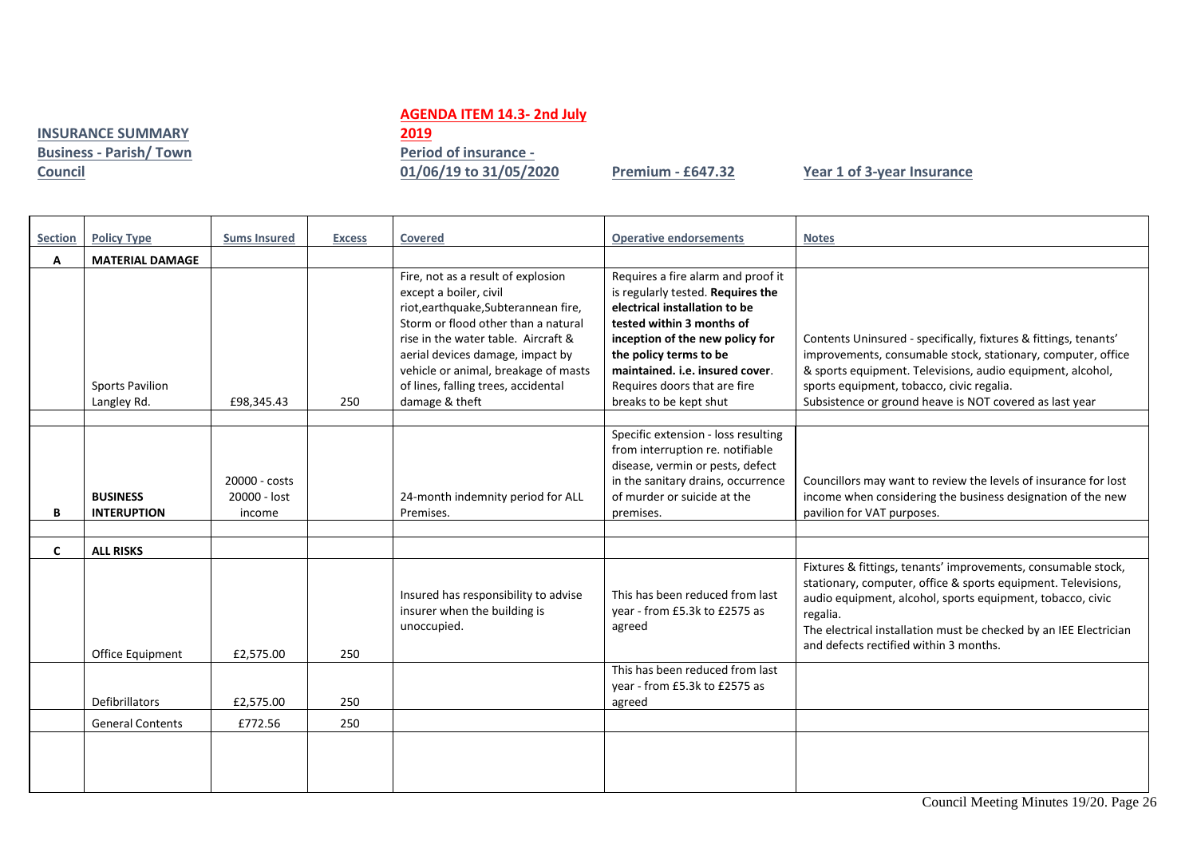**INSURANCE SUMMARY**
**Business - Parish/ Town Council**

**AGENDA ITEM 14.3- 2nd July 2019**
**Period of insurance - 01/06/19 to 31/05/2020**

**Premium - £647.32**

**Year 1 of 3-year Insurance**

| Section | Policy Type | Sums Insured | Excess | Covered | Operative endorsements | Notes |
|---|---|---|---|---|---|---|
| A | MATERIAL DAMAGE | | | | | |
| | Sports Pavilion Langley Rd. | £98,345.43 | 250 | Fire, not as a result of explosion except a boiler, civil riot,earthquake,Subterannean fire, Storm or flood other than a natural rise in the water table. Aircraft & aerial devices damage, impact by vehicle or animal, breakage of masts of lines, falling trees, accidental damage & theft | Requires a fire alarm and proof it is regularly tested. **Requires the electrical installation to be tested within 3 months of inception of the new policy for the policy terms to be maintained. i.e. insured cover**. Requires doors that are fire breaks to be kept shut | Contents Uninsured - specifically, fixtures & fittings, tenants' improvements, consumable stock, stationary, computer, office & sports equipment. Televisions, audio equipment, alcohol, sports equipment, tobacco, civic regalia. Subsistence or ground heave is NOT covered as last year |
| B | BUSINESS INTERUPTION | 20000 - costs 20000 - lost income | | 24-month indemnity period for ALL Premises. | Specific extension - loss resulting from interruption re. notifiable disease, vermin or pests, defect in the sanitary drains, occurrence of murder or suicide at the premises. | Councillors may want to review the levels of insurance for lost income when considering the business designation of the new pavilion for VAT purposes. |
| C | ALL RISKS | | | | | |
| | Office Equipment | £2,575.00 | 250 | Insured has responsibility to advise insurer when the building is unoccupied. | This has been reduced from last year - from £5.3k to £2575 as agreed | Fixtures & fittings, tenants' improvements, consumable stock, stationary, computer, office & sports equipment. Televisions, audio equipment, alcohol, sports equipment, tobacco, civic regalia. The electrical installation must be checked by an IEE Electrician and defects rectified within 3 months. |
| | Defibrillators | £2,575.00 | 250 | | This has been reduced from last year - from £5.3k to £2575 as agreed | |
| | General Contents | £772.56 | 250 | | | |
| | | | | | | |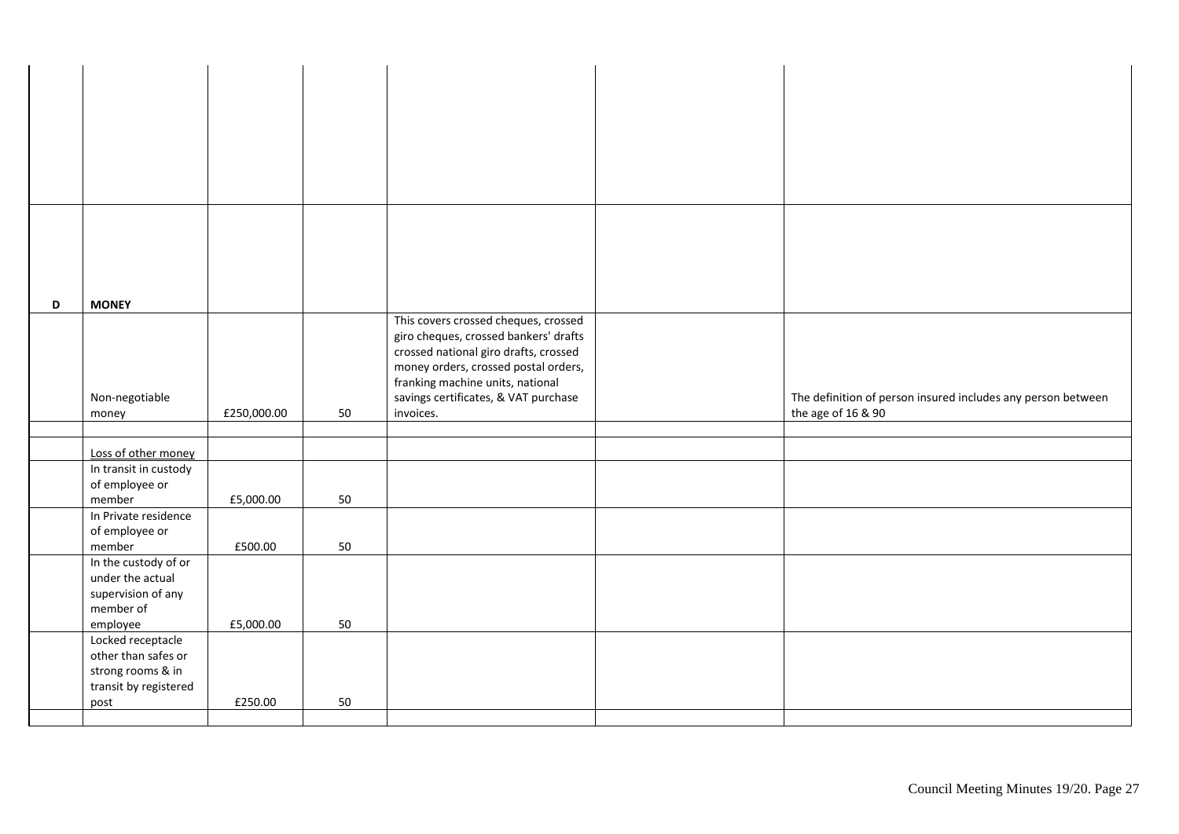| | | | | | | |
|---|---|---|---|---|---|---|
| | | | | | | |
| | | | | | | |
| **D** | **MONEY** | | | | | |
| | Non-negotiable money | £250,000.00 | 50 | This covers crossed cheques, crossed giro cheques, crossed bankers' drafts crossed national giro drafts, crossed money orders, crossed postal orders, franking machine units, national savings certificates, & VAT purchase invoices. | | The definition of person insured includes any person between the age of 16 & 90 |
| | | | | | | |
| | Loss of other money | | | | | |
| | In transit in custody of employee or member | £5,000.00 | 50 | | | |
| | In Private residence of employee or member | £500.00 | 50 | | | |
| | In the custody of or under the actual supervision of any member of employee | £5,000.00 | 50 | | | |
| | Locked receptacle other than safes or strong rooms & in transit by registered post | £250.00 | 50 | | | |
| | | | | | | |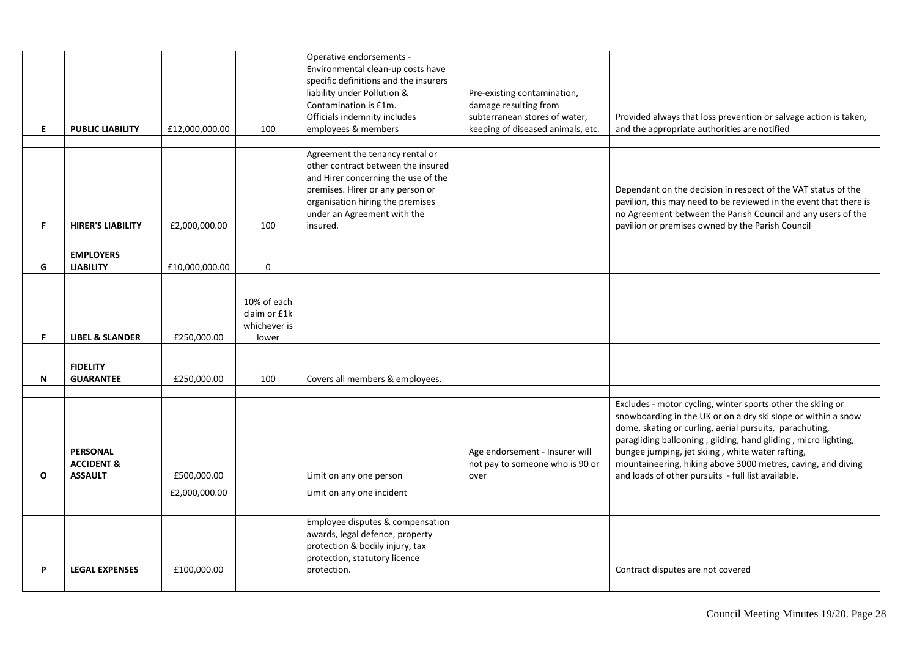| E | PUBLIC LIABILITY | £12,000,000.00 | 100 | Operative endorsements - Environmental clean-up costs have specific definitions and the insurers liability under Pollution & Contamination is £1m. Officials indemnity includes employees & members | Pre-existing contamination, damage resulting from subterranean stores of water, keeping of diseased animals, etc. | Provided always that loss prevention or salvage action is taken, and the appropriate authorities are notified |
|---|---|---|---|---|---|---|
| | | | | | | |
| F | HIRER'S LIABILITY | £2,000,000.00 | 100 | Agreement the tenancy rental or other contract between the insured and Hirer concerning the use of the premises. Hirer or any person or organisation hiring the premises under an Agreement with the insured. | | Dependant on the decision in respect of the VAT status of the pavilion, this may need to be reviewed in the event that there is no Agreement between the Parish Council and any users of the pavilion or premises owned by the Parish Council |
| | | | | | | |
| G | EMPLOYERS LIABILITY | £10,000,000.00 | 0 | | | |
| | | | | | | |
| F | LIBEL & SLANDER | £250,000.00 | 10% of each claim or £1k whichever is lower | | | |
| | | | | | | |
| N | FIDELITY GUARANTEE | £250,000.00 | 100 | Covers all members & employees. | | |
| | | | | | | |
| O | PERSONAL ACCIDENT & ASSAULT | £500,000.00 | | Limit on any one person | Age endorsement - Insurer will not pay to someone who is 90 or over | Excludes - motor cycling, winter sports other the skiing or snowboarding in the UK or on a dry ski slope or within a snow dome, skating or curling, aerial pursuits, parachuting, paragliding ballooning , gliding, hand gliding , micro lighting, bungee jumping, jet skiing , white water rafting, mountaineering, hiking above 3000 metres, caving, and diving and loads of other pursuits - full list available. |
| | | £2,000,000.00 | | Limit on any one incident | | |
| | | | | | | |
| P | LEGAL EXPENSES | £100,000.00 | | Employee disputes & compensation awards, legal defence, property protection & bodily injury, tax protection, statutory licence protection. | | Contract disputes are not covered |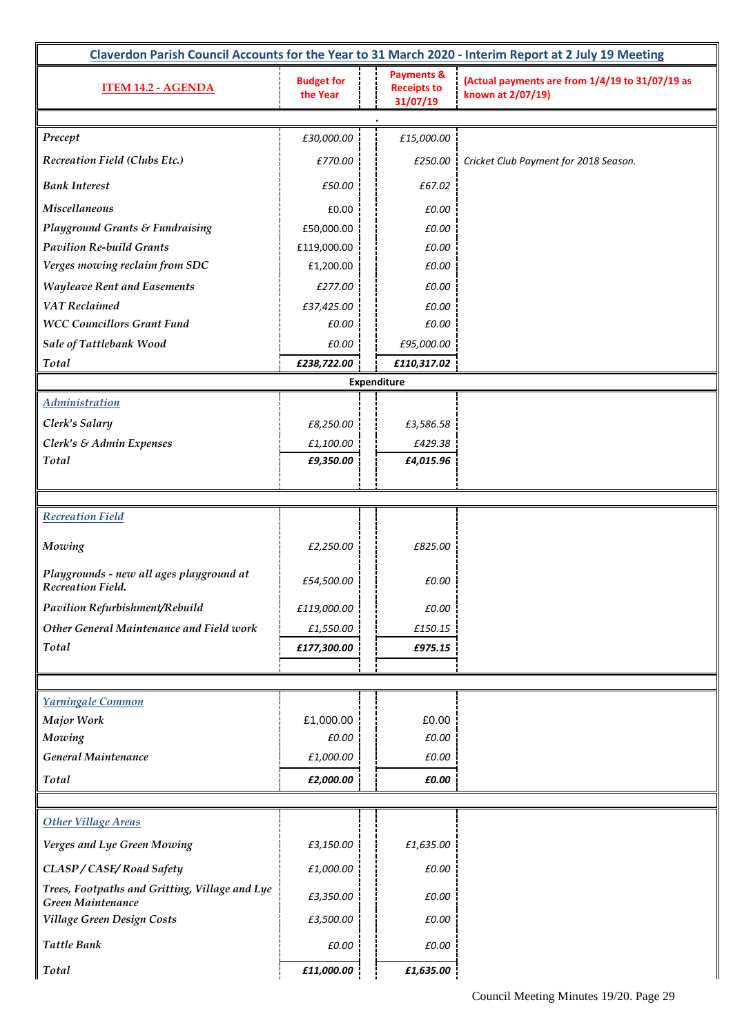# Claverdon Parish Council Accounts for the Year to 31 March 2020 - Interim Report at 2 July 19 Meeting

| ITEM 14.2 - AGENDA | Budget for the Year | Payments & Receipts to 31/07/19 | (Actual payments are from 1/4/19 to 31/07/19 as known at 2/07/19) |
|---|---|---|---|
| *Precept* | *£30,000.00* | *£15,000.00* | |
| *Recreation Field (Clubs Etc.)* | *£770.00* | *£250.00* | *Cricket Club Payment for 2018 Season.* |
| *Bank Interest* | *£50.00* | *£67.02* | |
| *Miscellaneous* | £0.00 | *£0.00* | |
| *Playground Grants & Fundraising* | £50,000.00 | *£0.00* | |
| *Pavilion Re-build Grants* | £119,000.00 | *£0.00* | |
| *Verges mowing reclaim from SDC* | £1,200.00 | *£0.00* | |
| *Wayleave Rent and Easements* | *£277.00* | *£0.00* | |
| *VAT Reclaimed* | *£37,425.00* | *£0.00* | |
| *WCC Councillors Grant Fund* | *£0.00* | *£0.00* | |
| *Sale of Tattlebank Wood* | *£0.00* | *£95,000.00* | |
| *Total* | ***£238,722.00*** | ***£110,317.02*** | |
| **Expenditure** | | | |
| *Administration* | | | |
| *Clerk's Salary* | *£8,250.00* | *£3,586.58* | |
| *Clerk's & Admin Expenses* | *£1,100.00* | *£429.38* | |
| *Total* | ***£9,350.00*** | ***£4,015.96*** | |
| *Recreation Field* | | | |
| *Mowing* | *£2,250.00* | *£825.00* | |
| *Playgrounds - new all ages playground at Recreation Field.* | *£54,500.00* | *£0.00* | |
| *Pavilion Refurbishment/Rebuild* | *£119,000.00* | *£0.00* | |
| *Other General Maintenance and Field work* | *£1,550.00* | *£150.15* | |
| *Total* | ***£177,300.00*** | ***£975.15*** | |
| *Yarningale Common* | | | |
| *Major Work* | £1,000.00 | £0.00 | |
| *Mowing* | *£0.00* | *£0.00* | |
| *General Maintenance* | *£1,000.00* | *£0.00* | |
| *Total* | ***£2,000.00*** | ***£0.00*** | |
| *Other Village Areas* | | | |
| *Verges and Lye Green Mowing* | *£3,150.00* | *£1,635.00* | |
| *CLASP / CASE/ Road Safety* | *£1,000.00* | *£0.00* | |
| *Trees, Footpaths and Gritting, Village and Lye Green Maintenance* | *£3,350.00* | *£0.00* | |
| *Village Green Design Costs* | *£3,500.00* | *£0.00* | |
| *Tattle Bank* | *£0.00* | *£0.00* | |
| *Total* | ***£11,000.00*** | ***£1,635.00*** | |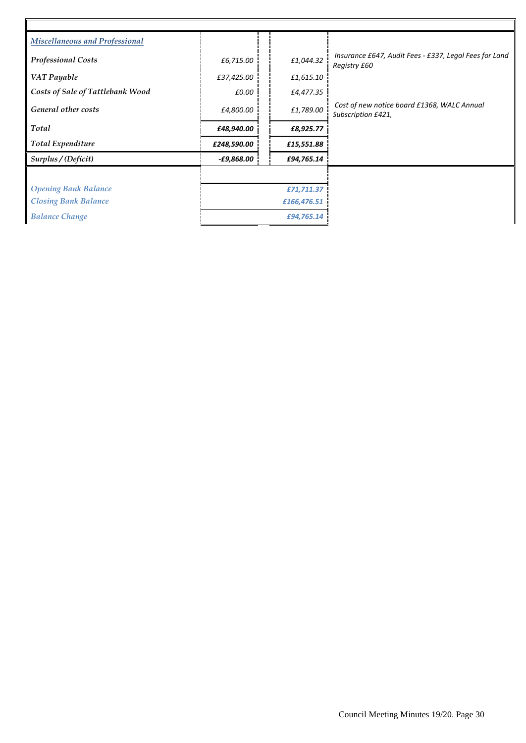| | | | |
|---|---|---|---|
| ***Miscellaneous and Professional*** | | | |
| *Professional Costs* | *£6,715.00* | *£1,044.32* | *Insurance £647, Audit Fees - £337, Legal Fees for Land Registry £60* |
| *VAT Payable* | *£37,425.00* | *£1,615.10* | |
| *Costs of Sale of Tattlebank Wood* | *£0.00* | *£4,477.35* | |
| *General other costs* | *£4,800.00* | *£1,789.00* | *Cost of new notice board £1368, WALC Annual Subscription £421,* |
| *Total* | ***£48,940.00*** | ***£8,925.77*** | |
| *Total Expenditure* | ***£248,590.00*** | ***£15,551.88*** | |
| *Surplus / (Deficit)* | ***-£9,868.00*** | ***£94,765.14*** | |

| | |
|---|---|
| *Opening Bank Balance* | ***£71,711.37*** |
| *Closing Bank Balance* | ***£166,476.51*** |
| *Balance Change* | ***£94,765.14*** |

Council Meeting Minutes 19/20. Page 30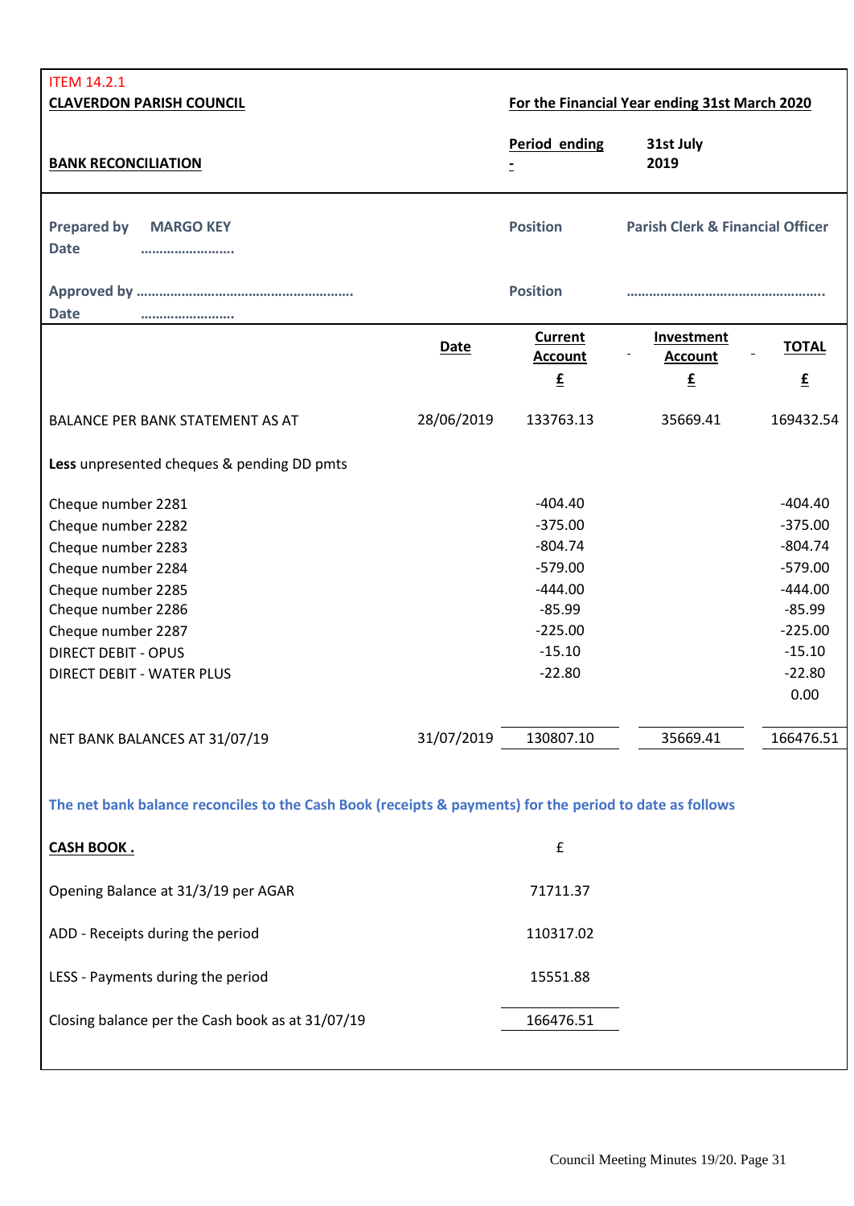ITEM 14.2.1

**CLAVERDON PARISH COUNCIL** — **For the Financial Year ending 31st March 2020**

**BANK RECONCILIATION** — **Period ending -** **31st July 2019**

**Prepared by** **MARGO KEY** — **Position** **Parish Clerk & Financial Officer**

**Date** ……………………

**Approved by** ………………………………………………… — **Position** ……………………………………………

**Date** ……………………

| | Date | Current Account £ | Investment Account £ | TOTAL £ |
|---|---|---|---|---|
| BALANCE PER BANK STATEMENT AS AT | 28/06/2019 | 133763.13 | 35669.41 | 169432.54 |
| **Less** unpresented cheques & pending DD pmts | | | | |
| Cheque number 2281 | | -404.40 | | -404.40 |
| Cheque number 2282 | | -375.00 | | -375.00 |
| Cheque number 2283 | | -804.74 | | -804.74 |
| Cheque number 2284 | | -579.00 | | -579.00 |
| Cheque number 2285 | | -444.00 | | -444.00 |
| Cheque number 2286 | | -85.99 | | -85.99 |
| Cheque number 2287 | | -225.00 | | -225.00 |
| DIRECT DEBIT - OPUS | | -15.10 | | -15.10 |
| DIRECT DEBIT - WATER PLUS | | -22.80 | | -22.80 |
| | | | | 0.00 |
| NET BANK BALANCES AT 31/07/19 | 31/07/2019 | 130807.10 | 35669.41 | 166476.51 |

The net bank balance reconciles to the Cash Book (receipts & payments) for the period to date as follows

| **CASH BOOK .** | £ |
|---|---|
| Opening Balance at 31/3/19 per AGAR | 71711.37 |
| ADD - Receipts during the period | 110317.02 |
| LESS - Payments during the period | 15551.88 |
| Closing balance per the Cash book as at 31/07/19 | 166476.51 |